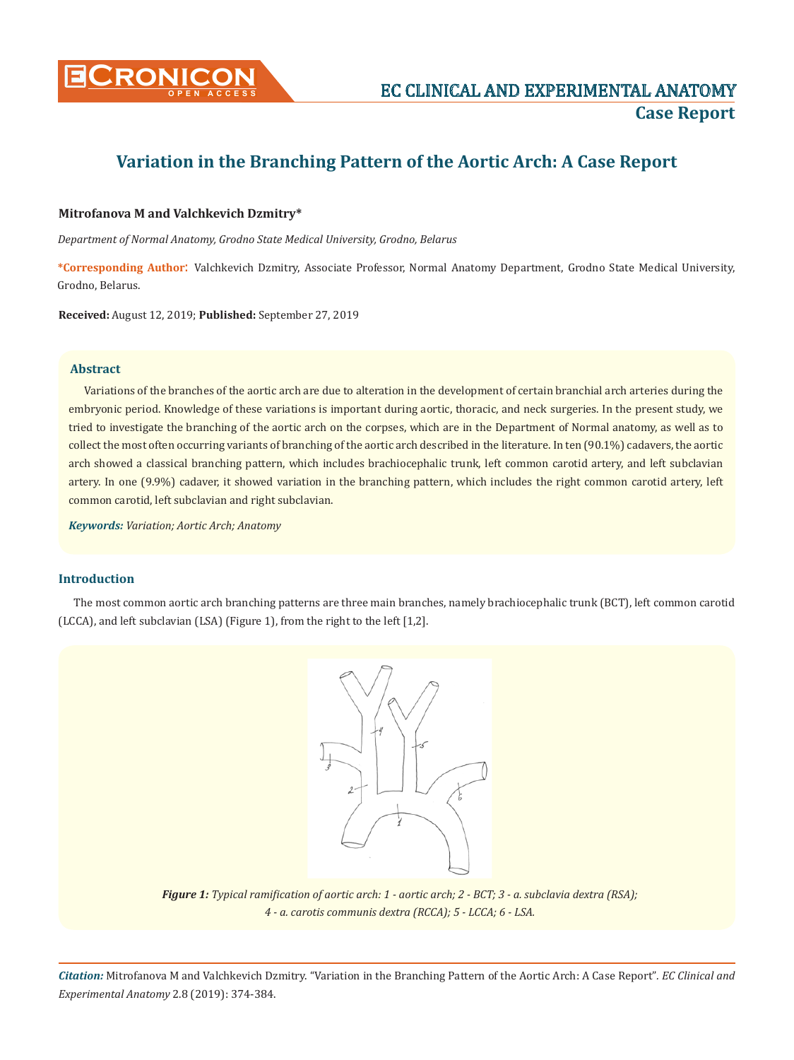# Variation in the Branching Pattern of the Aortic Arch: A Case Report

**Mitrofanova M and Valchkevich Dzmitry***

*Department of Normal Anatomy, Grodno State Medical University, Grodno, Belarus*

**\*Corresponding Author:** Valchkevich Dzmitry, Associate Professor, Normal Anatomy Department, Grodno State Medical University, Grodno, Belarus.

**Received:** August 12, 2019; **Published:** September 27, 2019

## Abstract

Variations of the branches of the aortic arch are due to alteration in the development of certain branchial arch arteries during the embryonic period. Knowledge of these variations is important during aortic, thoracic, and neck surgeries. In the present study, we tried to investigate the branching of the aortic arch on the corpses, which are in the Department of Normal anatomy, as well as to collect the most often occurring variants of branching of the aortic arch described in the literature. In ten (90.1%) cadavers, the aortic arch showed a classical branching pattern, which includes brachiocephalic trunk, left common carotid artery, and left subclavian artery. In one (9.9%) cadaver, it showed variation in the branching pattern, which includes the right common carotid artery, left common carotid, left subclavian and right subclavian.

***Keywords:*** *Variation; Aortic Arch; Anatomy*

## Introduction

The most common aortic arch branching patterns are three main branches, namely brachiocephalic trunk (BCT), left common carotid (LCCA), and left subclavian (LSA) (Figure 1), from the right to the left [1,2].

***Figure 1:*** *Typical ramification of aortic arch: 1 - aortic arch; 2 - BCT; 3 - a. subclavia dextra (RSA); 4 - a. carotis communis dextra (RCCA); 5 - LCCA; 6 - LSA.*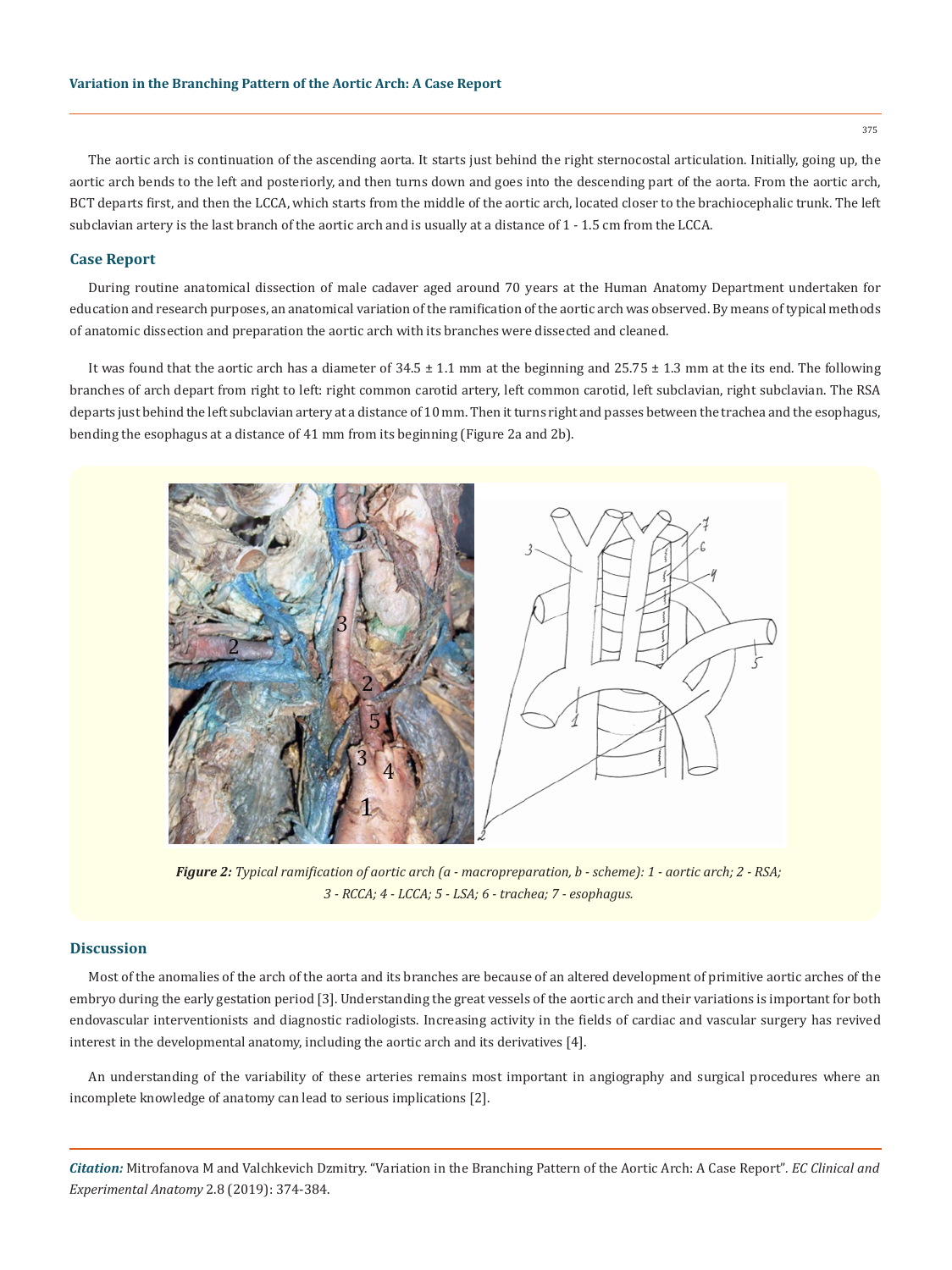The aortic arch is continuation of the ascending aorta. It starts just behind the right sternocostal articulation. Initially, going up, the aortic arch bends to the left and posteriorly, and then turns down and goes into the descending part of the aorta. From the aortic arch, BCT departs first, and then the LCCA, which starts from the middle of the aortic arch, located closer to the brachiocephalic trunk. The left subclavian artery is the last branch of the aortic arch and is usually at a distance of 1 - 1.5 cm from the LCCA.

## Case Report

During routine anatomical dissection of male cadaver aged around 70 years at the Human Anatomy Department undertaken for education and research purposes, an anatomical variation of the ramification of the aortic arch was observed. By means of typical methods of anatomic dissection and preparation the aortic arch with its branches were dissected and cleaned.

It was found that the aortic arch has a diameter of $34.5 \pm 1.1$ mm at the beginning and $25.75 \pm 1.3$ mm at the its end. The following branches of arch depart from right to left: right common carotid artery, left common carotid, left subclavian, right subclavian. The RSA departs just behind the left subclavian artery at a distance of 10 mm. Then it turns right and passes between the trachea and the esophagus, bending the esophagus at a distance of 41 mm from its beginning (Figure 2a and 2b).

***Figure 2:*** *Typical ramification of aortic arch (a - macropreparation, b - scheme): 1 - aortic arch; 2 - RSA; 3 - RCCA; 4 - LCCA; 5 - LSA; 6 - trachea; 7 - esophagus.*

## Discussion

Most of the anomalies of the arch of the aorta and its branches are because of an altered development of primitive aortic arches of the embryo during the early gestation period [3]. Understanding the great vessels of the aortic arch and their variations is important for both endovascular interventionists and diagnostic radiologists. Increasing activity in the fields of cardiac and vascular surgery has revived interest in the developmental anatomy, including the aortic arch and its derivatives [4].

An understanding of the variability of these arteries remains most important in angiography and surgical procedures where an incomplete knowledge of anatomy can lead to serious implications [2].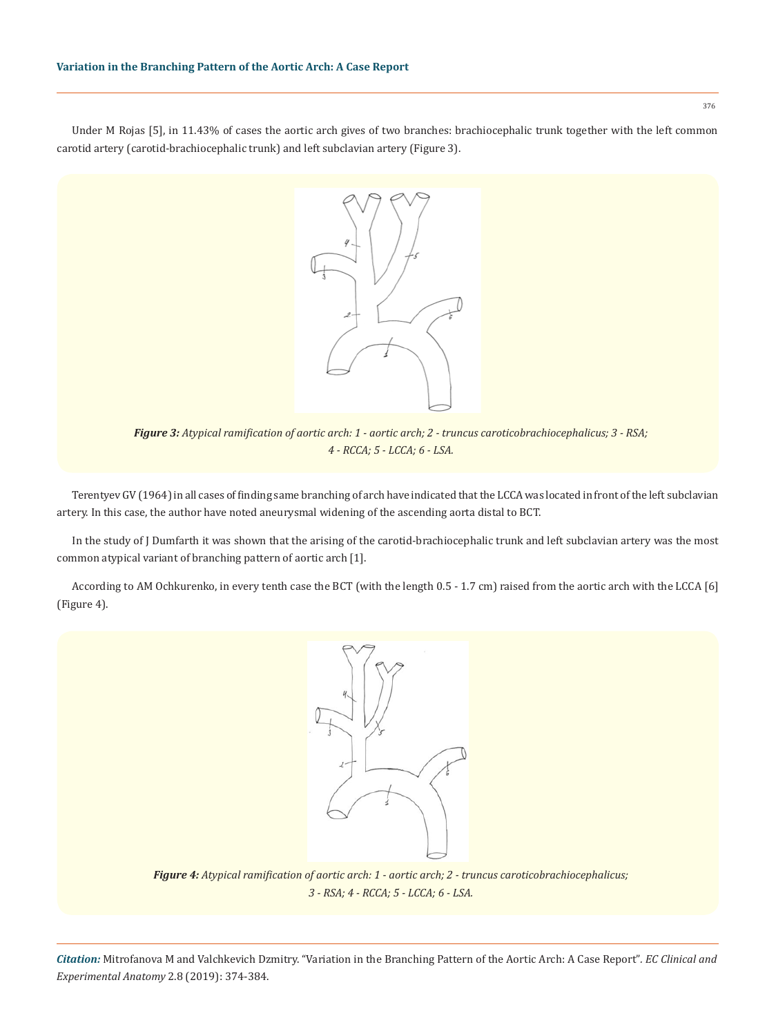Under M Rojas [5], in 11.43% of cases the aortic arch gives of two branches: brachiocephalic trunk together with the left common carotid artery (carotid-brachiocephalic trunk) and left subclavian artery (Figure 3).

***Figure 3:*** *Atypical ramification of aortic arch: 1 - aortic arch; 2 - truncus caroticobrachiocephalicus; 3 - RSA; 4 - RCCA; 5 - LCCA; 6 - LSA.*

Terentyev GV (1964) in all cases of finding same branching of arch have indicated that the LCCA was located in front of the left subclavian artery. In this case, the author have noted aneurysmal widening of the ascending aorta distal to BCT.

In the study of J Dumfarth it was shown that the arising of the carotid-brachiocephalic trunk and left subclavian artery was the most common atypical variant of branching pattern of aortic arch [1].

According to AM Ochkurenko, in every tenth case the BCT (with the length 0.5 - 1.7 cm) raised from the aortic arch with the LCCA [6] (Figure 4).

***Figure 4:*** *Atypical ramification of aortic arch: 1 - aortic arch; 2 - truncus caroticobrachiocephalicus; 3 - RSA; 4 - RCCA; 5 - LCCA; 6 - LSA.*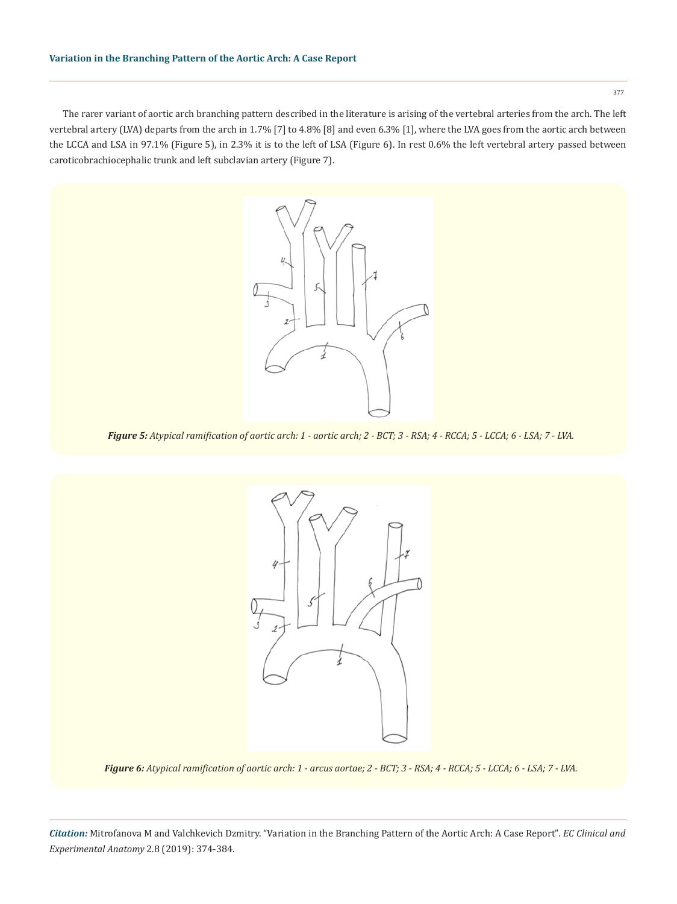The rarer variant of aortic arch branching pattern described in the literature is arising of the vertebral arteries from the arch. The left vertebral artery (LVA) departs from the arch in 1.7% [7] to 4.8% [8] and even 6.3% [1], where the LVA goes from the aortic arch between the LCCA and LSA in 97.1% (Figure 5), in 2.3% it is to the left of LSA (Figure 6). In rest 0.6% the left vertebral artery passed between caroticobrachiocephalic trunk and left subclavian artery (Figure 7).

***Figure 5:*** *Atypical ramification of aortic arch: 1 - aortic arch; 2 - BCT; 3 - RSA; 4 - RCCA; 5 - LCCA; 6 - LSA; 7 - LVA.*

***Figure 6:*** *Atypical ramification of aortic arch: 1 - arcus aortae; 2 - BCT; 3 - RSA; 4 - RCCA; 5 - LCCA; 6 - LSA; 7 - LVA.*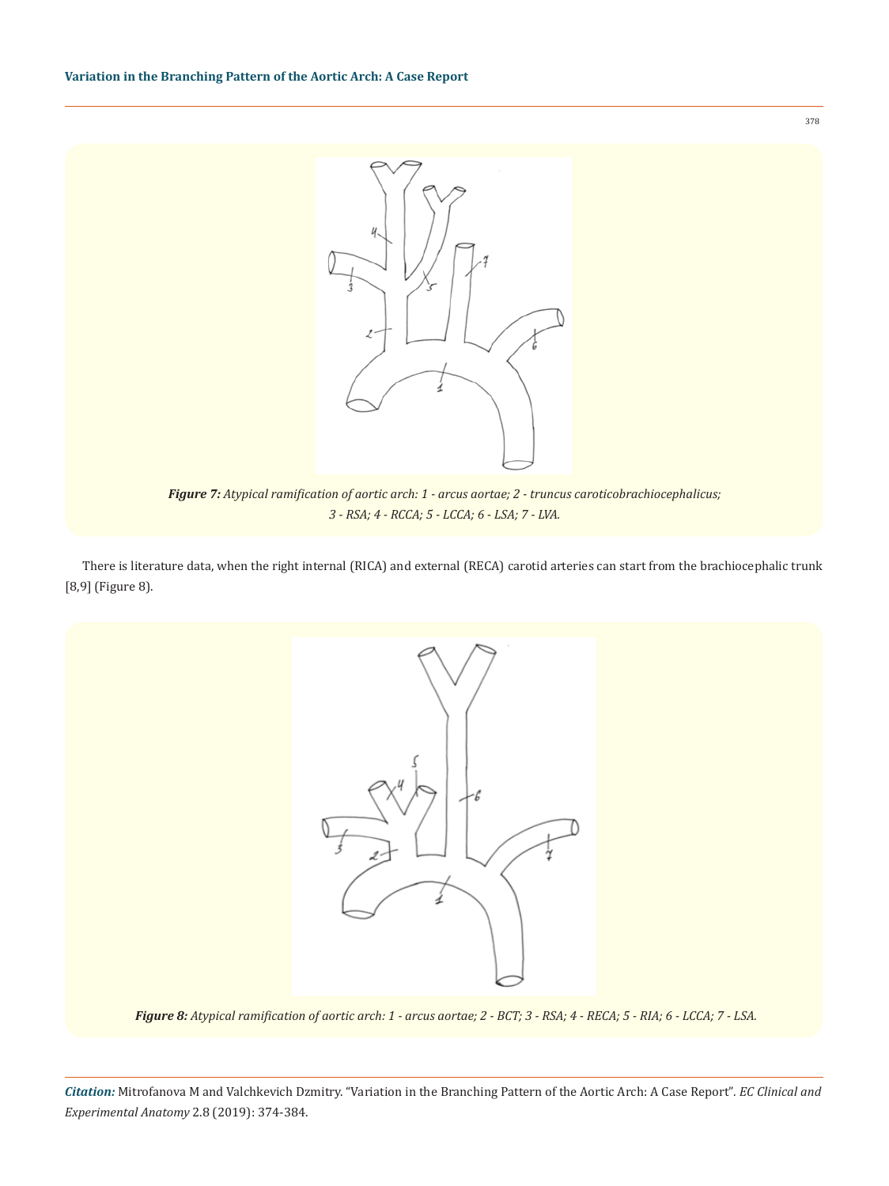*Figure 7: Atypical ramification of aortic arch: 1 - arcus aortae; 2 - truncus caroticobrachiocephalicus; 3 - RSA; 4 - RCCA; 5 - LCCA; 6 - LSA; 7 - LVA.*

There is literature data, when the right internal (RICA) and external (RECA) carotid arteries can start from the brachiocephalic trunk [8,9] (Figure 8).

*Figure 8: Atypical ramification of aortic arch: 1 - arcus aortae; 2 - BCT; 3 - RSA; 4 - RECA; 5 - RIA; 6 - LCCA; 7 - LSA.*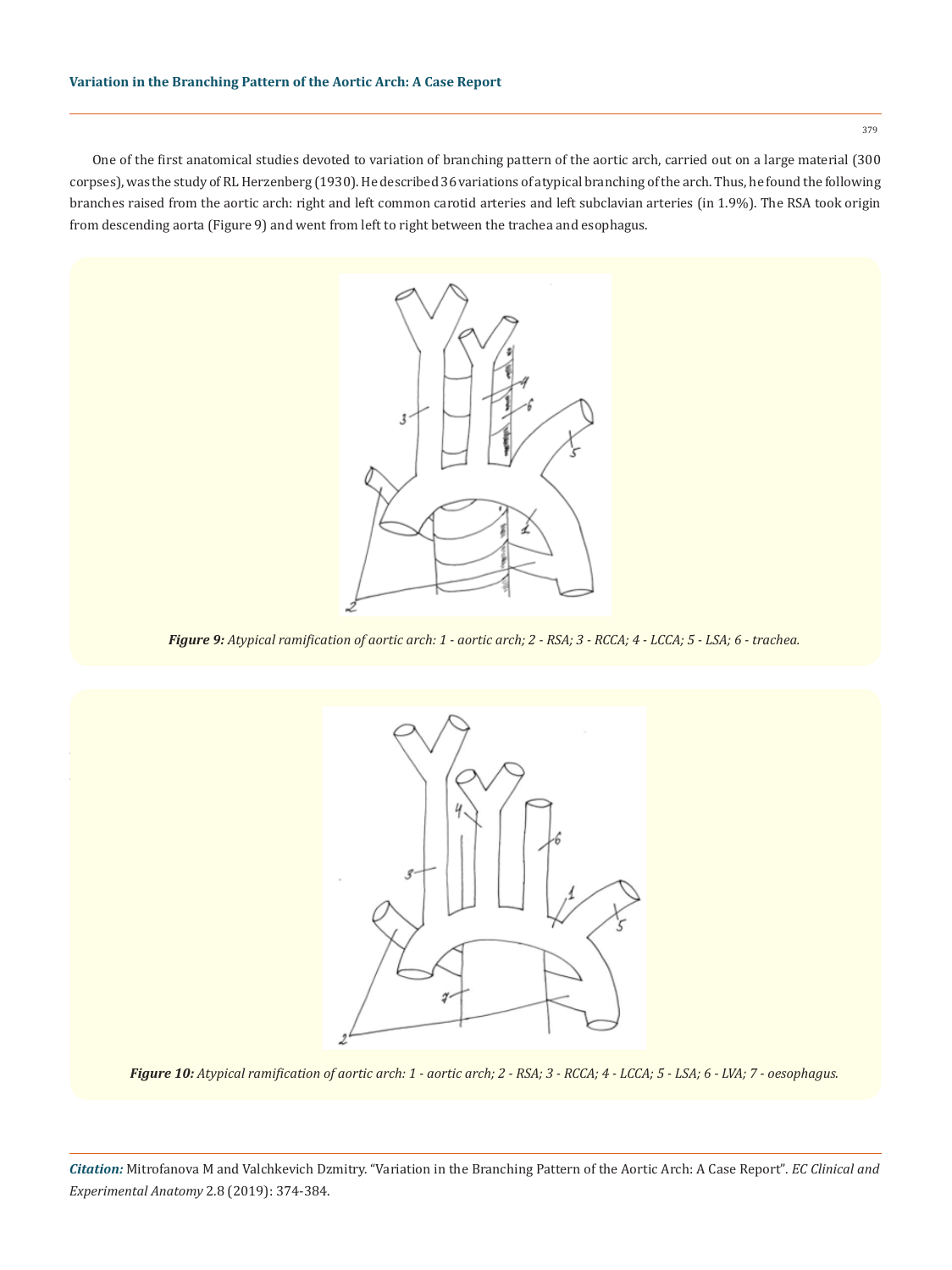One of the first anatomical studies devoted to variation of branching pattern of the aortic arch, carried out on a large material (300 corpses), was the study of RL Herzenberg (1930). He described 36 variations of atypical branching of the arch. Thus, he found the following branches raised from the aortic arch: right and left common carotid arteries and left subclavian arteries (in 1.9%). The RSA took origin from descending aorta (Figure 9) and went from left to right between the trachea and esophagus.

***Figure 9:*** *Atypical ramification of aortic arch: 1 - aortic arch; 2 - RSA; 3 - RCCA; 4 - LCCA; 5 - LSA; 6 - trachea.*

***Figure 10:*** *Atypical ramification of aortic arch: 1 - aortic arch; 2 - RSA; 3 - RCCA; 4 - LCCA; 5 - LSA; 6 - LVA; 7 - oesophagus.*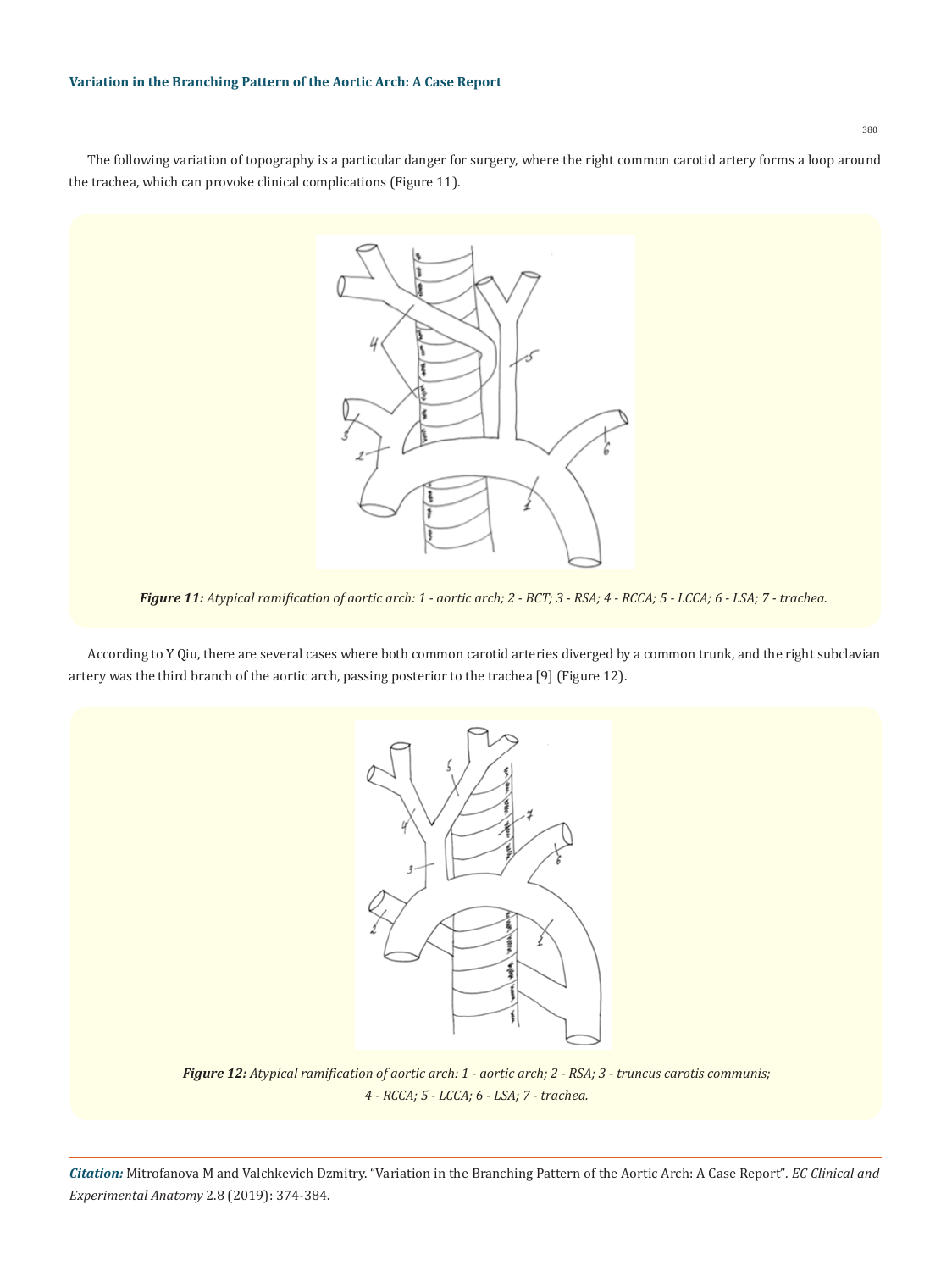The following variation of topography is a particular danger for surgery, where the right common carotid artery forms a loop around the trachea, which can provoke clinical complications (Figure 11).

***Figure 11:*** *Atypical ramification of aortic arch: 1 - aortic arch; 2 - BCT; 3 - RSA; 4 - RCCA; 5 - LCCA; 6 - LSA; 7 - trachea.*

According to Y Qiu, there are several cases where both common carotid arteries diverged by a common trunk, and the right subclavian artery was the third branch of the aortic arch, passing posterior to the trachea [9] (Figure 12).

***Figure 12:*** *Atypical ramification of aortic arch: 1 - aortic arch; 2 - RSA; 3 - truncus carotis communis; 4 - RCCA; 5 - LCCA; 6 - LSA; 7 - trachea.*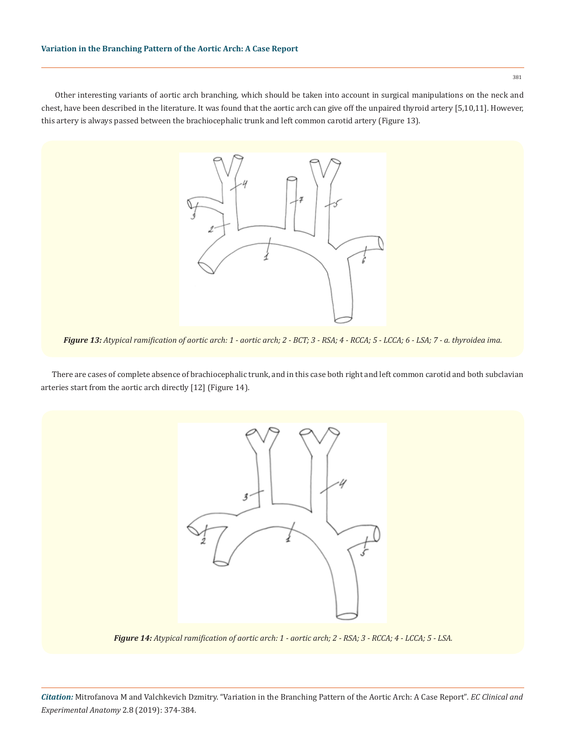Other interesting variants of aortic arch branching, which should be taken into account in surgical manipulations on the neck and chest, have been described in the literature. It was found that the aortic arch can give off the unpaired thyroid artery [5,10,11]. However, this artery is always passed between the brachiocephalic trunk and left common carotid artery (Figure 13).

***Figure 13:*** *Atypical ramification of aortic arch: 1 - aortic arch; 2 - BCT; 3 - RSA; 4 - RCCA; 5 - LCCA; 6 - LSA; 7 - a. thyroidea ima.*

There are cases of complete absence of brachiocephalic trunk, and in this case both right and left common carotid and both subclavian arteries start from the aortic arch directly [12] (Figure 14).

***Figure 14:*** *Atypical ramification of aortic arch: 1 - aortic arch; 2 - RSA; 3 - RCCA; 4 - LCCA; 5 - LSA.*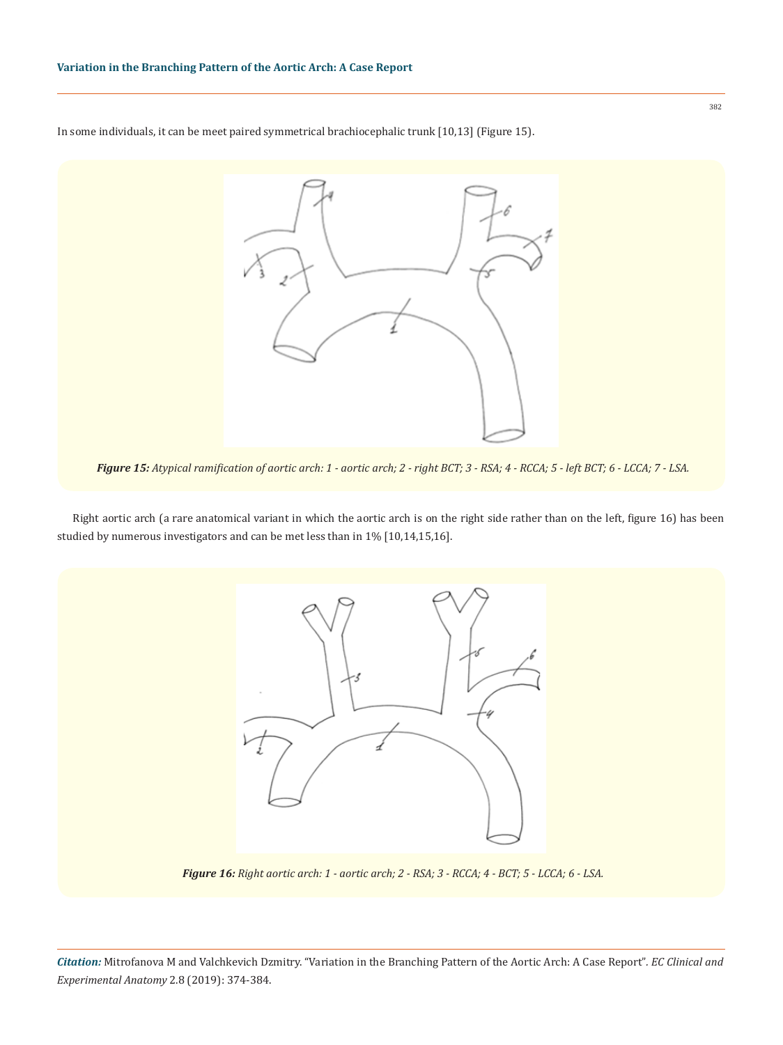In some individuals, it can be meet paired symmetrical brachiocephalic trunk [10,13] (Figure 15).

***Figure 15:*** *Atypical ramification of aortic arch: 1 - aortic arch; 2 - right BCT; 3 - RSA; 4 - RCCA; 5 - left BCT; 6 - LCCA; 7 - LSA.*

Right aortic arch (a rare anatomical variant in which the aortic arch is on the right side rather than on the left, figure 16) has been studied by numerous investigators and can be met less than in 1% [10,14,15,16].

***Figure 16:*** *Right aortic arch: 1 - aortic arch; 2 - RSA; 3 - RCCA; 4 - BCT; 5 - LCCA; 6 - LSA.*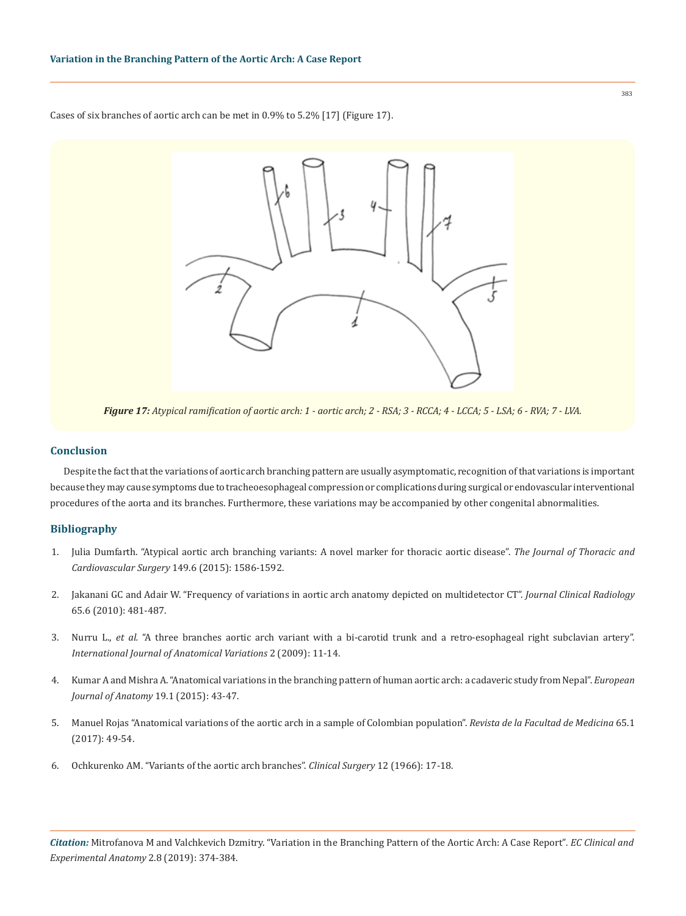Cases of six branches of aortic arch can be met in 0.9% to 5.2% [17] (Figure 17).

***Figure 17:*** *Atypical ramification of aortic arch: 1 - aortic arch; 2 - RSA; 3 - RCCA; 4 - LCCA; 5 - LSA; 6 - RVA; 7 - LVA.*

## Conclusion

Despite the fact that the variations of aortic arch branching pattern are usually asymptomatic, recognition of that variations is important because they may cause symptoms due to tracheoesophageal compression or complications during surgical or endovascular interventional procedures of the aorta and its branches. Furthermore, these variations may be accompanied by other congenital abnormalities.

## Bibliography

1. Julia Dumfarth. "Atypical aortic arch branching variants: A novel marker for thoracic aortic disease". *The Journal of Thoracic and Cardiovascular Surgery* 149.6 (2015): 1586-1592.
2. Jakanani GC and Adair W. "Frequency of variations in aortic arch anatomy depicted on multidetector CT". *Journal Clinical Radiology* 65.6 (2010): 481-487.
3. Nurru L., *et al.* "A three branches aortic arch variant with a bi-carotid trunk and a retro-esophageal right subclavian artery". *International Journal of Anatomical Variations* 2 (2009): 11-14.
4. Kumar A and Mishra A. "Anatomical variations in the branching pattern of human aortic arch: a cadaveric study from Nepal". *European Journal of Anatomy* 19.1 (2015): 43-47.
5. Manuel Rojas "Anatomical variations of the aortic arch in a sample of Colombian population". *Revista de la Facultad de Medicina* 65.1 (2017): 49-54.
6. Ochkurenko AM. "Variants of the aortic arch branches". *Clinical Surgery* 12 (1966): 17-18.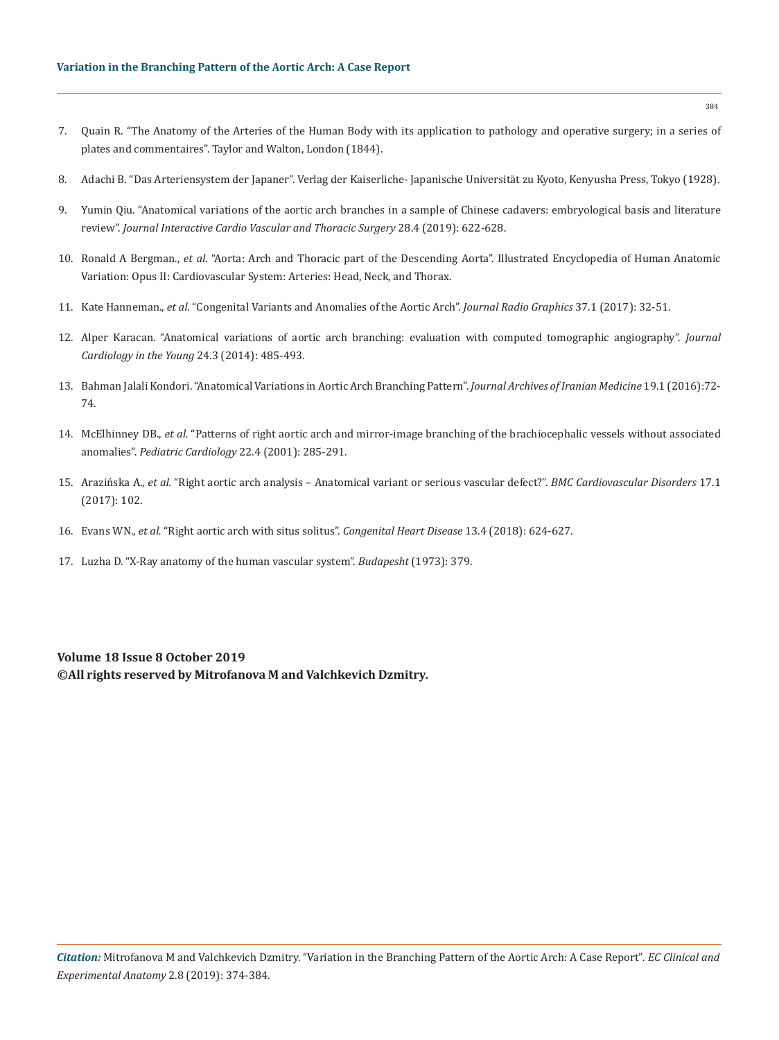7. Quain R. "The Anatomy of the Arteries of the Human Body with its application to pathology and operative surgery; in a series of plates and commentaires". Taylor and Walton, London (1844).

8. Adachi B. "Das Arteriensystem der Japaner". Verlag der Kaiserliche- Japanische Universität zu Kyoto, Kenyusha Press, Tokyo (1928).

9. Yumin Qiu. "Anatomical variations of the aortic arch branches in a sample of Chinese cadavers: embryological basis and literature review". *Journal Interactive Cardio Vascular and Thoracic Surgery* 28.4 (2019): 622-628.

10. Ronald A Bergman., *et al.* "Aorta: Arch and Thoracic part of the Descending Aorta". Illustrated Encyclopedia of Human Anatomic Variation: Opus II: Cardiovascular System: Arteries: Head, Neck, and Thorax.

11. Kate Hanneman., *et al.* "Congenital Variants and Anomalies of the Aortic Arch". *Journal Radio Graphics* 37.1 (2017): 32-51.

12. Alper Karacan. "Anatomical variations of aortic arch branching: evaluation with computed tomographic angiography". *Journal Cardiology in the Young* 24.3 (2014): 485-493.

13. Bahman Jalali Kondori. "Anatomical Variations in Aortic Arch Branching Pattern". *Journal Archives of Iranian Medicine* 19.1 (2016):72-74.

14. McElhinney DB., *et al.* "Patterns of right aortic arch and mirror-image branching of the brachiocephalic vessels without associated anomalies". *Pediatric Cardiology* 22.4 (2001): 285-291.

15. Arazińska A., *et al.* "Right aortic arch analysis – Anatomical variant or serious vascular defect?". *BMC Cardiovascular Disorders* 17.1 (2017): 102.

16. Evans WN., *et al.* "Right aortic arch with situs solitus". *Congenital Heart Disease* 13.4 (2018): 624-627.

17. Luzha D. "X-Ray anatomy of the human vascular system". *Budapesht* (1973): 379.

**Volume 18 Issue 8 October 2019**
**©All rights reserved by Mitrofanova M and Valchkevich Dzmitry.**